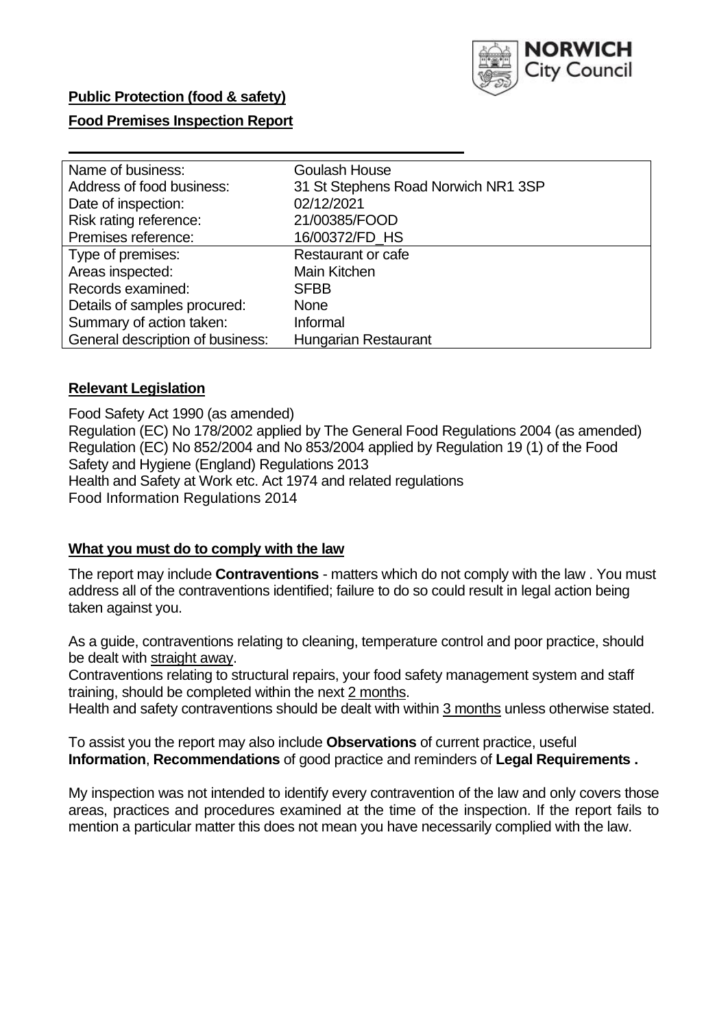NORWICH City Council

**Public Protection (food & safety)**

**Food Premises Inspection Report**

| Name of business: | Goulash House |
|---|---|
| Address of food business: | 31 St Stephens Road Norwich NR1 3SP |
| Date of inspection: | 02/12/2021 |
| Risk rating reference: | 21/00385/FOOD |
| Premises reference: | 16/00372/FD_HS |
| Type of premises: | Restaurant or cafe |
| Areas inspected: | Main Kitchen |
| Records examined: | SFBB |
| Details of samples procured: | None |
| Summary of action taken: | Informal |
| General description of business: | Hungarian Restaurant |

**Relevant Legislation**

Food Safety Act 1990 (as amended)
Regulation (EC) No 178/2002 applied by The General Food Regulations 2004 (as amended)
Regulation (EC) No 852/2004 and No 853/2004 applied by Regulation 19 (1) of the Food Safety and Hygiene (England) Regulations 2013
Health and Safety at Work etc. Act 1974 and related regulations
Food Information Regulations 2014

**What you must do to comply with the law**

The report may include **Contraventions** - matters which do not comply with the law . You must address all of the contraventions identified; failure to do so could result in legal action being taken against you.

As a guide, contraventions relating to cleaning, temperature control and poor practice, should be dealt with straight away.

Contraventions relating to structural repairs, your food safety management system and staff training, should be completed within the next 2 months.

Health and safety contraventions should be dealt with within 3 months unless otherwise stated.

To assist you the report may also include **Observations** of current practice, useful **Information**, **Recommendations** of good practice and reminders of **Legal Requirements .**

My inspection was not intended to identify every contravention of the law and only covers those areas, practices and procedures examined at the time of the inspection. If the report fails to mention a particular matter this does not mean you have necessarily complied with the law.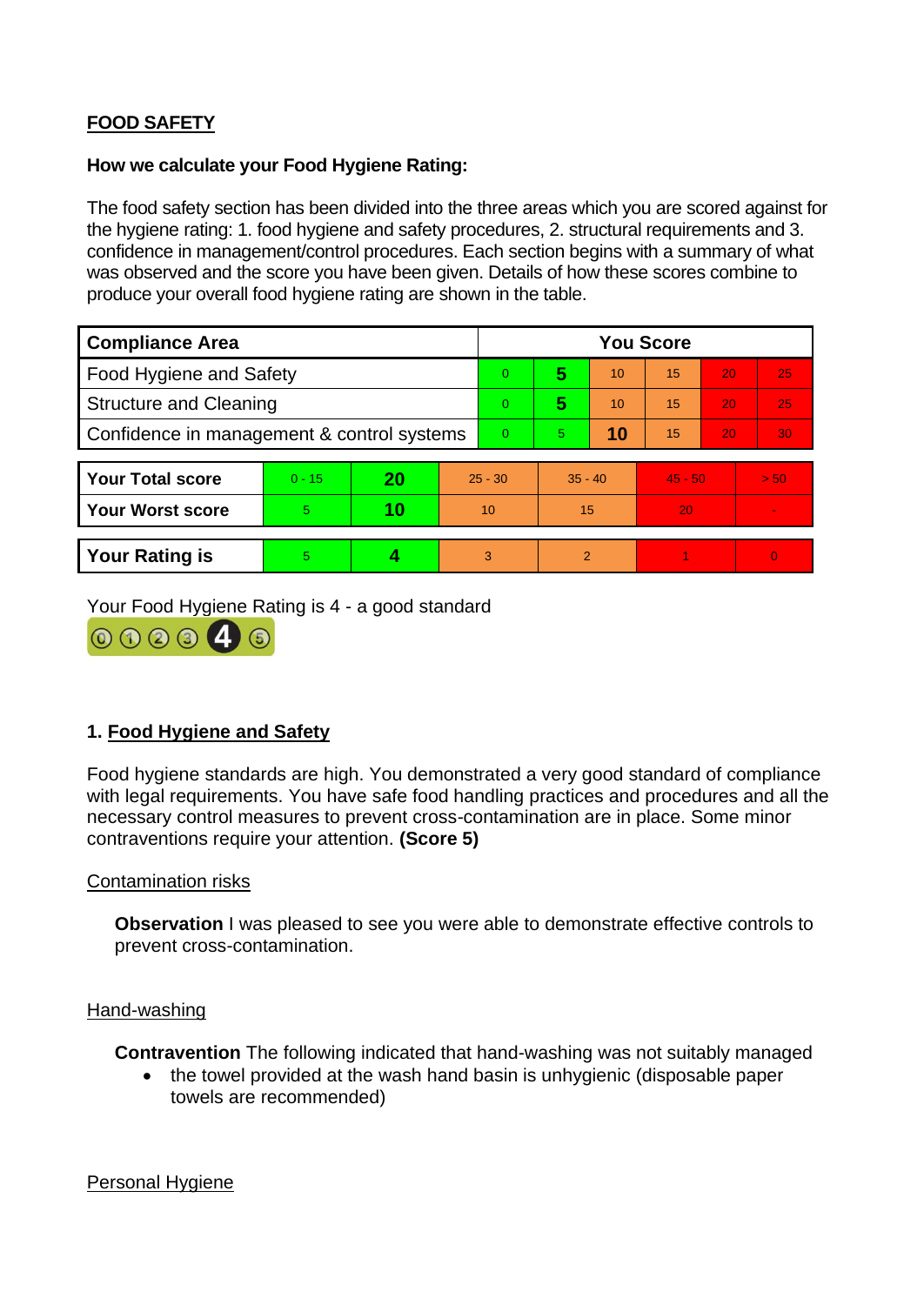## FOOD SAFETY

**How we calculate your Food Hygiene Rating:**

The food safety section has been divided into the three areas which you are scored against for the hygiene rating: 1. food hygiene and safety procedures, 2. structural requirements and 3. confidence in management/control procedures. Each section begins with a summary of what was observed and the score you have been given. Details of how these scores combine to produce your overall food hygiene rating are shown in the table.

| Compliance Area | You Score | | | | | |
|---|---|---|---|---|---|---|
| Food Hygiene and Safety | 0 | **5** | 10 | 15 | 20 | 25 |
| Structure and Cleaning | 0 | **5** | 10 | 15 | 20 | 25 |
| Confidence in management & control systems | 0 | 5 | **10** | 15 | 20 | 30 |

| | | | | | | |
|---|---|---|---|---|---|---|
| **Your Total score** | 0 - 15 | **20** | 25 - 30 | 35 - 40 | 45 - 50 | > 50 |
| **Your Worst score** | 5 | **10** | 10 | 15 | 20 | - |

| | | | | | | |
|---|---|---|---|---|---|---|
| **Your Rating is** | 5 | **4** | 3 | 2 | 1 | 0 |

Your Food Hygiene Rating is 4 - a good standard

### 1. Food Hygiene and Safety

Food hygiene standards are high. You demonstrated a very good standard of compliance with legal requirements. You have safe food handling practices and procedures and all the necessary control measures to prevent cross-contamination are in place. Some minor contraventions require your attention. **(Score 5)**

Contamination risks

**Observation** I was pleased to see you were able to demonstrate effective controls to prevent cross-contamination.

Hand-washing

**Contravention** The following indicated that hand-washing was not suitably managed

- the towel provided at the wash hand basin is unhygienic (disposable paper towels are recommended)

Personal Hygiene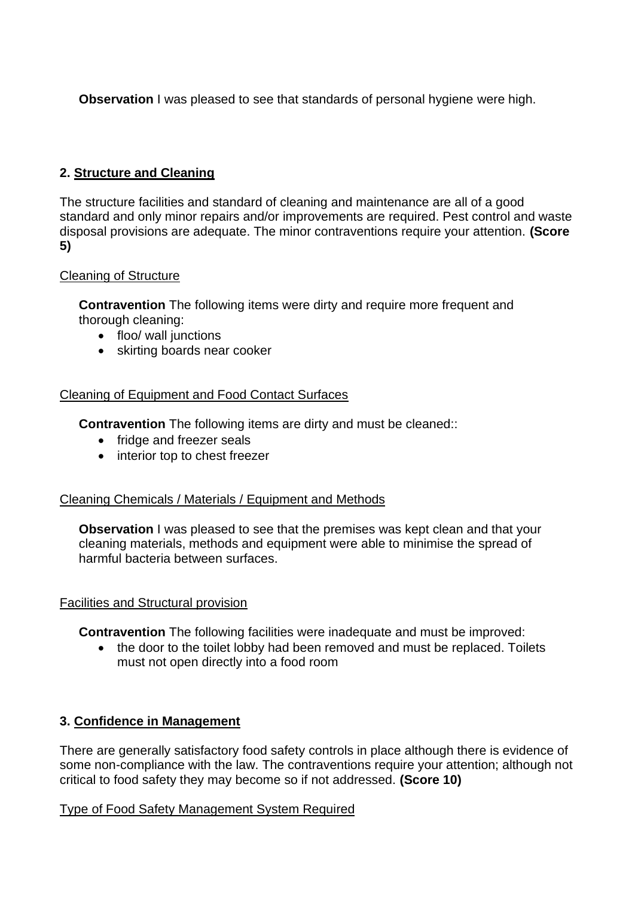**Observation** I was pleased to see that standards of personal hygiene were high.

### 2. Structure and Cleaning

The structure facilities and standard of cleaning and maintenance are all of a good standard and only minor repairs and/or improvements are required. Pest control and waste disposal provisions are adequate. The minor contraventions require your attention. **(Score 5)**

Cleaning of Structure

**Contravention** The following items were dirty and require more frequent and thorough cleaning:

- floo/ wall junctions
- skirting boards near cooker

Cleaning of Equipment and Food Contact Surfaces

**Contravention** The following items are dirty and must be cleaned::

- fridge and freezer seals
- interior top to chest freezer

Cleaning Chemicals / Materials / Equipment and Methods

**Observation** I was pleased to see that the premises was kept clean and that your cleaning materials, methods and equipment were able to minimise the spread of harmful bacteria between surfaces.

Facilities and Structural provision

**Contravention** The following facilities were inadequate and must be improved:

- the door to the toilet lobby had been removed and must be replaced. Toilets must not open directly into a food room

### 3. Confidence in Management

There are generally satisfactory food safety controls in place although there is evidence of some non-compliance with the law. The contraventions require your attention; although not critical to food safety they may become so if not addressed. **(Score 10)**

Type of Food Safety Management System Required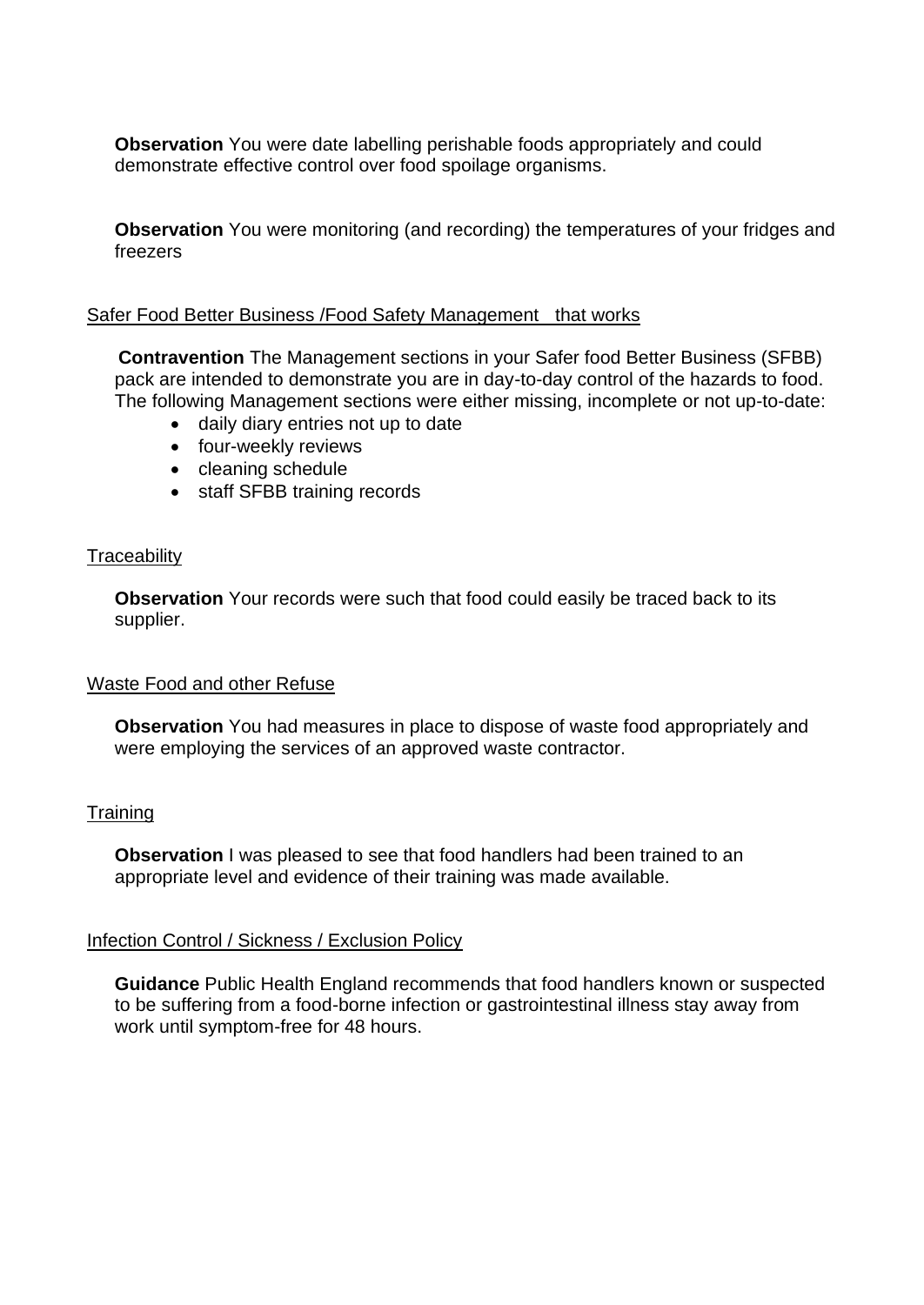**Observation** You were date labelling perishable foods appropriately and could demonstrate effective control over food spoilage organisms.

**Observation** You were monitoring (and recording) the temperatures of your fridges and freezers

Safer Food Better Business /Food Safety Management that works

**Contravention** The Management sections in your Safer food Better Business (SFBB) pack are intended to demonstrate you are in day-to-day control of the hazards to food. The following Management sections were either missing, incomplete or not up-to-date:

- daily diary entries not up to date
- four-weekly reviews
- cleaning schedule
- staff SFBB training records

Traceability

**Observation** Your records were such that food could easily be traced back to its supplier.

Waste Food and other Refuse

**Observation** You had measures in place to dispose of waste food appropriately and were employing the services of an approved waste contractor.

Training

**Observation** I was pleased to see that food handlers had been trained to an appropriate level and evidence of their training was made available.

Infection Control / Sickness / Exclusion Policy

**Guidance** Public Health England recommends that food handlers known or suspected to be suffering from a food-borne infection or gastrointestinal illness stay away from work until symptom-free for 48 hours.